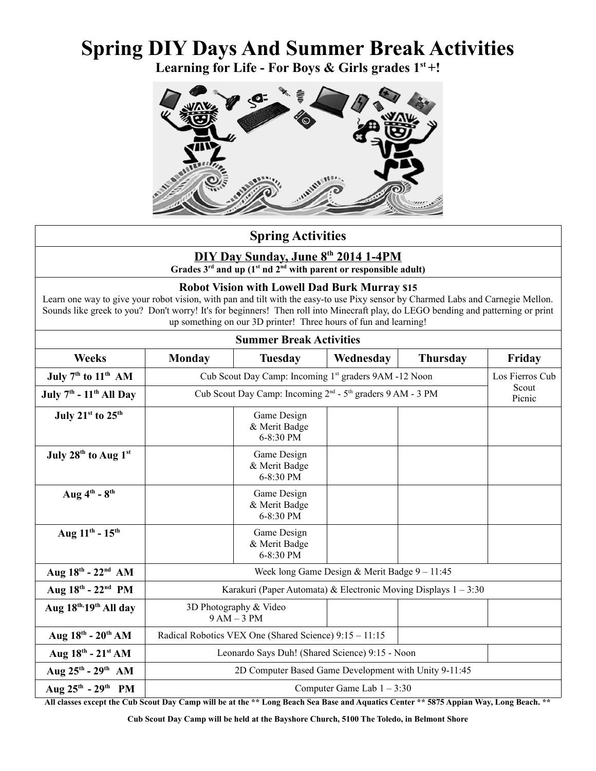# Spring DIY Days And Summer Break Activities

**Learning for Life - For Boys & Girls grades 1st +!**

## Spring Activities

### DIY Day Sunday, June 8th 2014 1-4PM

**Grades 3rd and up (1st nd 2nd with parent or responsible adult)**

**Robot Vision with Lowell Dad Burk Murray $15**

Learn one way to give your robot vision, with pan and tilt with the easy-to use Pixy sensor by Charmed Labs and Carnegie Mellon. Sounds like greek to you? Don't worry! It's for beginners! Then roll into Minecraft play, do LEGO bending and patterning or print up something on our 3D printer! Three hours of fun and learning!

## Summer Break Activities

| Weeks | Monday | Tuesday | Wednesday | Thursday | Friday |
|---|---|---|---|---|---|
| July 7th to 11th AM | Cub Scout Day Camp: Incoming 1st graders 9AM -12 Noon | | | | Los Fierros Cub Scout Picnic |
| July 7th - 11th All Day | Cub Scout Day Camp: Incoming 2nd - 5th graders 9 AM - 3 PM | | | | |
| July 21st to 25th | | Game Design & Merit Badge 6-8:30 PM | | | |
| July 28th to Aug 1st | | Game Design & Merit Badge 6-8:30 PM | | | |
| Aug 4th - 8th | | Game Design & Merit Badge 6-8:30 PM | | | |
| Aug 11th - 15th | | Game Design & Merit Badge 6-8:30 PM | | | |
| Aug 18th - 22nd AM | Week long Game Design & Merit Badge 9 – 11:45 | | | | |
| Aug 18th - 22nd PM | Karakuri (Paper Automata) & Electronic Moving Displays 1 – 3:30 | | | | |
| Aug 18th,19th All day | 3D Photography & Video 9 AM – 3 PM | | | | |
| Aug 18th - 20th AM | Radical Robotics VEX One (Shared Science) 9:15 – 11:15 | | | | |
| Aug 18th - 21st AM | Leonardo Says Duh! (Shared Science) 9:15 - Noon | | | | |
| Aug 25th - 29th AM | 2D Computer Based Game Development with Unity 9-11:45 | | | | |
| Aug 25th - 29th PM | Computer Game Lab 1 – 3:30 | | | | |

**All classes except the Cub Scout Day Camp will be at the ** Long Beach Sea Base and Aquatics Center ** 5875 Appian Way, Long Beach. ****

**Cub Scout Day Camp will be held at the Bayshore Church, 5100 The Toledo, in Belmont Shore**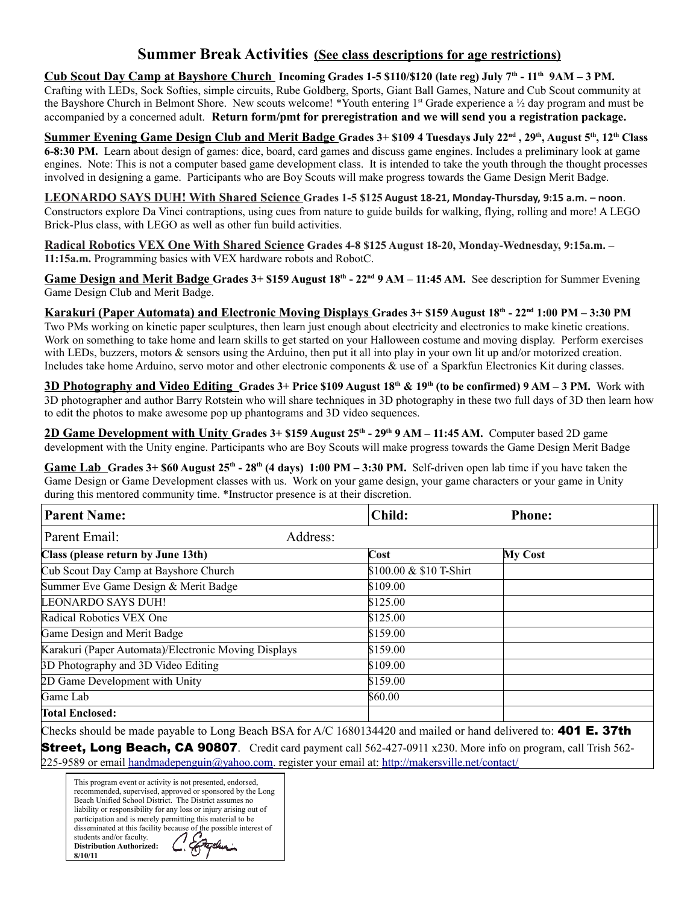# Summer Break Activities (See class descriptions for age restrictions)

**Cub Scout Day Camp at Bayshore Church Incoming Grades 1-5 $110/$120 (late reg) July 7th - 11th 9AM – 3 PM.** Crafting with LEDs, Sock Softies, simple circuits, Rube Goldberg, Sports, Giant Ball Games, Nature and Cub Scout community at the Bayshore Church in Belmont Shore. New scouts welcome! *Youth entering 1st Grade experience a ½ day program and must be accompanied by a concerned adult. **Return form/pmt for preregistration and we will send you a registration package.**

**Summer Evening Game Design Club and Merit Badge Grades 3+ $109 4 Tuesdays July 22nd , 29th, August 5th, 12th Class 6-8:30 PM.** Learn about design of games: dice, board, card games and discuss game engines. Includes a preliminary look at game engines. Note: This is not a computer based game development class. It is intended to take the youth through the thought processes involved in designing a game. Participants who are Boy Scouts will make progress towards the Game Design Merit Badge.

**LEONARDO SAYS DUH! With Shared Science Grades 1-5 $125 August 18-21, Monday-Thursday, 9:15 a.m. – noon**. Constructors explore Da Vinci contraptions, using cues from nature to guide builds for walking, flying, rolling and more! A LEGO Brick-Plus class, with LEGO as well as other fun build activities.

**Radical Robotics VEX One With Shared Science Grades 4-8 $125 August 18-20, Monday-Wednesday, 9:15a.m. – 11:15a.m.** Programming basics with VEX hardware robots and RobotC.

**Game Design and Merit Badge Grades 3+ $159 August 18th - 22nd 9 AM – 11:45 AM.** See description for Summer Evening Game Design Club and Merit Badge.

**Karakuri (Paper Automata) and Electronic Moving Displays Grades 3+ $159 August 18th - 22nd 1:00 PM – 3:30 PM** Two PMs working on kinetic paper sculptures, then learn just enough about electricity and electronics to make kinetic creations. Work on something to take home and learn skills to get started on your Halloween costume and moving display. Perform exercises with LEDs, buzzers, motors & sensors using the Arduino, then put it all into play in your own lit up and/or motorized creation. Includes take home Arduino, servo motor and other electronic components & use of a Sparkfun Electronics Kit during classes.

**3D Photography and Video Editing Grades 3+ Price $109 August 18th & 19th (to be confirmed) 9 AM – 3 PM.** Work with 3D photographer and author Barry Rotstein who will share techniques in 3D photography in these two full days of 3D then learn how to edit the photos to make awesome pop up phantograms and 3D video sequences.

**2D Game Development with Unity Grades 3+ $159 August 25th - 29th 9 AM – 11:45 AM.** Computer based 2D game development with the Unity engine. Participants who are Boy Scouts will make progress towards the Game Design Merit Badge

**Game Lab Grades 3+ $60 August 25th - 28th (4 days) 1:00 PM – 3:30 PM.** Self-driven open lab time if you have taken the Game Design or Game Development classes with us. Work on your game design, your game characters or your game in Unity during this mentored community time. *Instructor presence is at their discretion.

| **Parent Name:** | **Child:** | **Phone:** |
|---|---|---|
| Parent Email: Address: | | |
| **Class (please return by June 13th)** | **Cost** | **My Cost** |
| Cub Scout Day Camp at Bayshore Church | $100.00 & $10 T-Shirt | |
| Summer Eve Game Design & Merit Badge | $109.00 | |
| LEONARDO SAYS DUH! | $125.00 | |
| Radical Robotics VEX One | $125.00 | |
| Game Design and Merit Badge | $159.00 | |
| Karakuri (Paper Automata)/Electronic Moving Displays | $159.00 | |
| 3D Photography and 3D Video Editing | $109.00 | |
| 2D Game Development with Unity | $159.00 | |
| Game Lab | $60.00 | |
| **Total Enclosed:** | | |

Checks should be made payable to Long Beach BSA for A/C 1680134420 and mailed or hand delivered to: **401 E. 37th Street, Long Beach, CA 90807**. Credit card payment call 562-427-0911 x230. More info on program, call Trish 562-225-9589 or email handmadepenguin@yahoo.com. register your email at: http://makersville.net/contact/

This program event or activity is not presented, endorsed, recommended, supervised, approved or sponsored by the Long Beach Unified School District. The District assumes no liability or responsibility for any loss or injury arising out of participation and is merely permitting this material to be disseminated at this facility because of the possible interest of students and/or faculty.
**Distribution Authorized: 8/10/11**